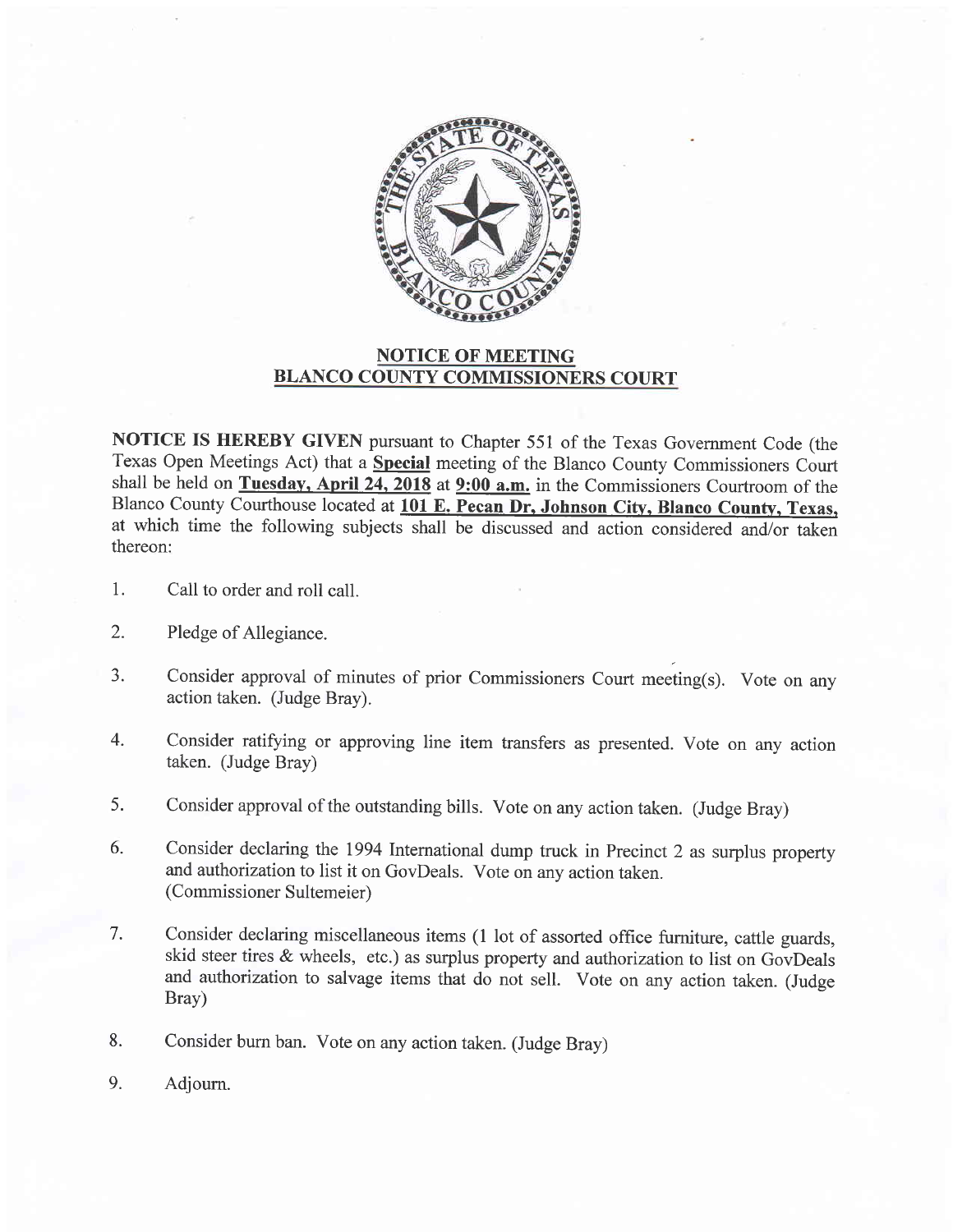## NOTICE OF MEETING
## BLANCO COUNTY COMMISSIONERS COURT

**NOTICE IS HEREBY GIVEN** pursuant to Chapter 551 of the Texas Government Code (the Texas Open Meetings Act) that a **Special** meeting of the Blanco County Commissioners Court shall be held on **Tuesday, April 24, 2018** at **9:00 a.m.** in the Commissioners Courtroom of the Blanco County Courthouse located at **101 E. Pecan Dr, Johnson City, Blanco County, Texas,** at which time the following subjects shall be discussed and action considered and/or taken thereon:

1. Call to order and roll call.
2. Pledge of Allegiance.
3. Consider approval of minutes of prior Commissioners Court meeting(s). Vote on any action taken. (Judge Bray).
4. Consider ratifying or approving line item transfers as presented. Vote on any action taken. (Judge Bray)
5. Consider approval of the outstanding bills. Vote on any action taken. (Judge Bray)
6. Consider declaring the 1994 International dump truck in Precinct 2 as surplus property and authorization to list it on GovDeals. Vote on any action taken. (Commissioner Sultemeier)
7. Consider declaring miscellaneous items (1 lot of assorted office furniture, cattle guards, skid steer tires & wheels, etc.) as surplus property and authorization to list on GovDeals and authorization to salvage items that do not sell. Vote on any action taken. (Judge Bray)
8. Consider burn ban. Vote on any action taken. (Judge Bray)
9. Adjourn.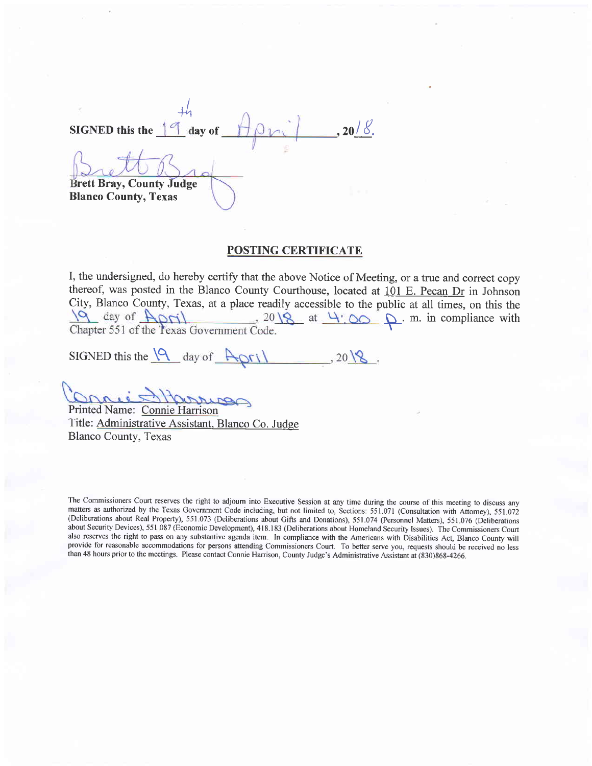SIGNED this the 19th day of April, 2018.

Brett Bray, County Judge
Blanco County, Texas

## POSTING CERTIFICATE

I, the undersigned, do hereby certify that the above Notice of Meeting, or a true and correct copy thereof, was posted in the Blanco County Courthouse, located at 101 E. Pecan Dr in Johnson City, Blanco County, Texas, at a place readily accessible to the public at all times, on this the 19 day of April, 2018 at 4:00 p. m. in compliance with Chapter 551 of the Texas Government Code.

SIGNED this the 19 day of April, 2018.

Printed Name: Connie Harrison
Title: Administrative Assistant, Blanco Co. Judge
Blanco County, Texas

The Commissioners Court reserves the right to adjourn into Executive Session at any time during the course of this meeting to discuss any matters as authorized by the Texas Government Code including, but not limited to, Sections: 551.071 (Consultation with Attorney), 551.072 (Deliberations about Real Property), 551.073 (Deliberations about Gifts and Donations), 551.074 (Personnel Matters), 551.076 (Deliberations about Security Devices), 551 087 (Economic Development), 418.183 (Deliberations about Homeland Security Issues). The Commissioners Court also reserves the right to pass on any substantive agenda item. In compliance with the Americans with Disabilities Act, Blanco County will provide for reasonable accommodations for persons attending Commissioners Court. To better serve you, requests should be received no less than 48 hours prior to the meetings. Please contact Connie Harrison, County Judge's Administrative Assistant at (830)868-4266.